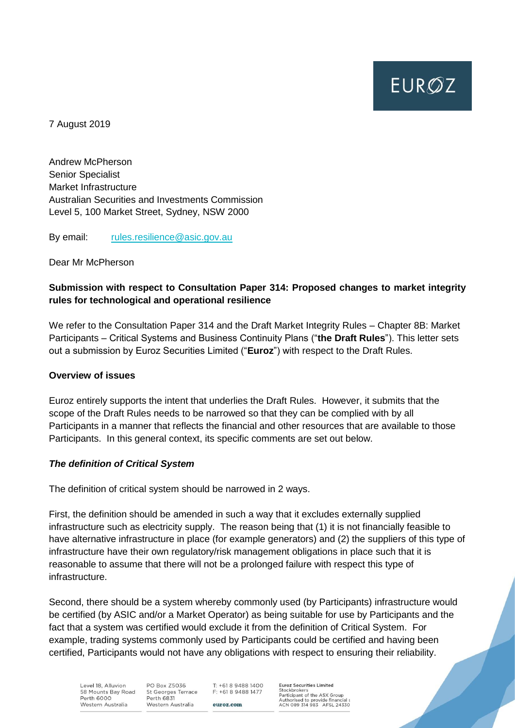EUROZ

7 August 2019

Andrew McPherson
Senior Specialist
Market Infrastructure
Australian Securities and Investments Commission
Level 5, 100 Market Street, Sydney, NSW 2000

By email: rules.resilience@asic.gov.au

Dear Mr McPherson

**Submission with respect to Consultation Paper 314: Proposed changes to market integrity rules for technological and operational resilience**

We refer to the Consultation Paper 314 and the Draft Market Integrity Rules – Chapter 8B: Market Participants – Critical Systems and Business Continuity Plans ("**the Draft Rules**"). This letter sets out a submission by Euroz Securities Limited ("**Euroz**") with respect to the Draft Rules.

**Overview of issues**

Euroz entirely supports the intent that underlies the Draft Rules. However, it submits that the scope of the Draft Rules needs to be narrowed so that they can be complied with by all Participants in a manner that reflects the financial and other resources that are available to those Participants. In this general context, its specific comments are set out below.

***The definition of Critical System***

The definition of critical system should be narrowed in 2 ways.

First, the definition should be amended in such a way that it excludes externally supplied infrastructure such as electricity supply. The reason being that (1) it is not financially feasible to have alternative infrastructure in place (for example generators) and (2) the suppliers of this type of infrastructure have their own regulatory/risk management obligations in place such that it is reasonable to assume that there will not be a prolonged failure with respect this type of infrastructure.

Second, there should be a system whereby commonly used (by Participants) infrastructure would be certified (by ASIC and/or a Market Operator) as being suitable for use by Participants and the fact that a system was certified would exclude it from the definition of Critical System. For example, trading systems commonly used by Participants could be certified and having been certified, Participants would not have any obligations with respect to ensuring their reliability.

Level 18, Alluvion
58 Mounts Bay Road
Perth 6000
Western Australia

PO Box Z5036
St Georges Terrace
Perth 6831
Western Australia

T: +61 8 9488 1400
F: +61 8 9488 1477
euroz.com

Euroz Securities Limited
Stockbrokers
Participant of the ASX Group
Authorised to provide financial s
ACN 089 314 983 AFSL 24330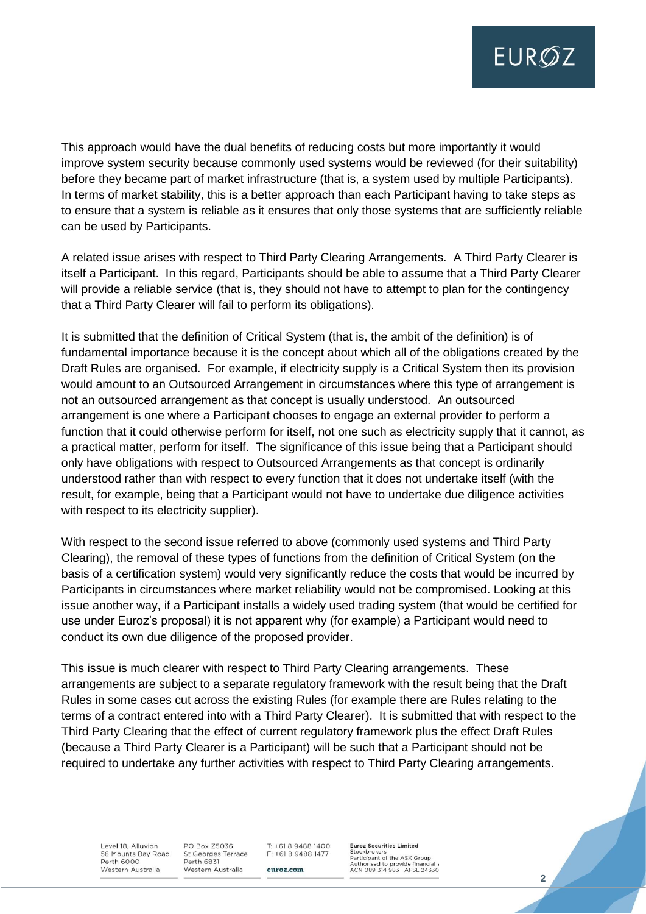This approach would have the dual benefits of reducing costs but more importantly it would improve system security because commonly used systems would be reviewed (for their suitability) before they became part of market infrastructure (that is, a system used by multiple Participants). In terms of market stability, this is a better approach than each Participant having to take steps as to ensure that a system is reliable as it ensures that only those systems that are sufficiently reliable can be used by Participants.

A related issue arises with respect to Third Party Clearing Arrangements. A Third Party Clearer is itself a Participant. In this regard, Participants should be able to assume that a Third Party Clearer will provide a reliable service (that is, they should not have to attempt to plan for the contingency that a Third Party Clearer will fail to perform its obligations).

It is submitted that the definition of Critical System (that is, the ambit of the definition) is of fundamental importance because it is the concept about which all of the obligations created by the Draft Rules are organised. For example, if electricity supply is a Critical System then its provision would amount to an Outsourced Arrangement in circumstances where this type of arrangement is not an outsourced arrangement as that concept is usually understood. An outsourced arrangement is one where a Participant chooses to engage an external provider to perform a function that it could otherwise perform for itself, not one such as electricity supply that it cannot, as a practical matter, perform for itself. The significance of this issue being that a Participant should only have obligations with respect to Outsourced Arrangements as that concept is ordinarily understood rather than with respect to every function that it does not undertake itself (with the result, for example, being that a Participant would not have to undertake due diligence activities with respect to its electricity supplier).

With respect to the second issue referred to above (commonly used systems and Third Party Clearing), the removal of these types of functions from the definition of Critical System (on the basis of a certification system) would very significantly reduce the costs that would be incurred by Participants in circumstances where market reliability would not be compromised. Looking at this issue another way, if a Participant installs a widely used trading system (that would be certified for use under Euroz's proposal) it is not apparent why (for example) a Participant would need to conduct its own due diligence of the proposed provider.

This issue is much clearer with respect to Third Party Clearing arrangements. These arrangements are subject to a separate regulatory framework with the result being that the Draft Rules in some cases cut across the existing Rules (for example there are Rules relating to the terms of a contract entered into with a Third Party Clearer). It is submitted that with respect to the Third Party Clearing that the effect of current regulatory framework plus the effect Draft Rules (because a Third Party Clearer is a Participant) will be such that a Participant should not be required to undertake any further activities with respect to Third Party Clearing arrangements.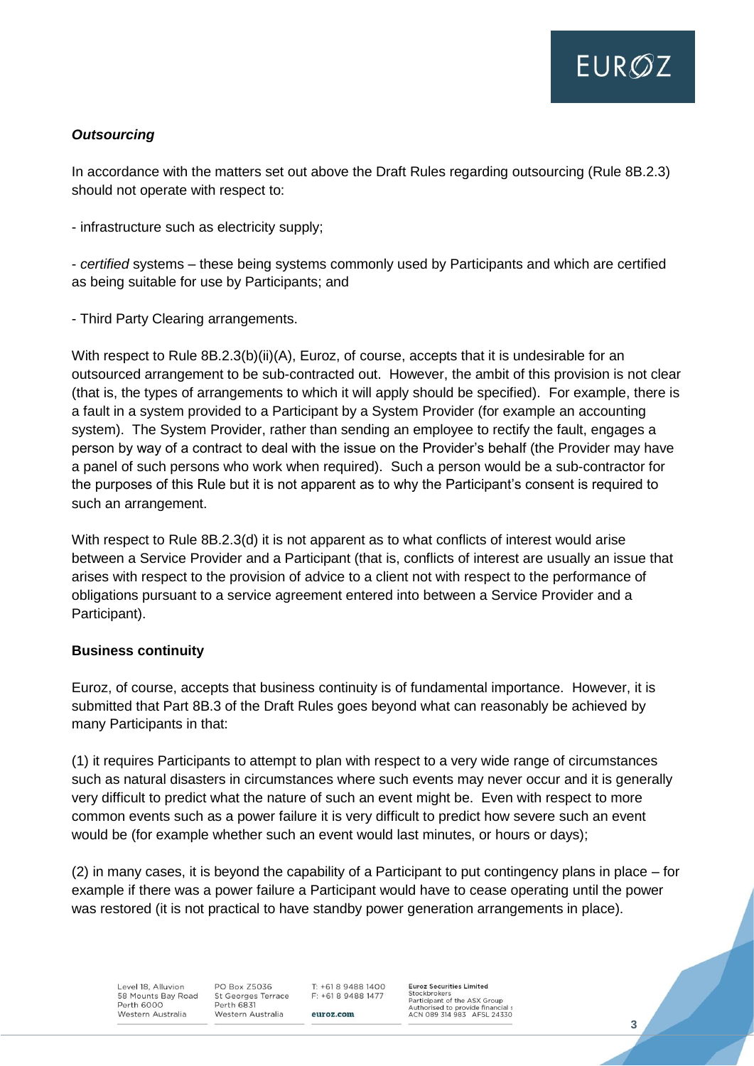***Outsourcing***

In accordance with the matters set out above the Draft Rules regarding outsourcing (Rule 8B.2.3) should not operate with respect to:

- infrastructure such as electricity supply;

- *certified* systems – these being systems commonly used by Participants and which are certified as being suitable for use by Participants; and

- Third Party Clearing arrangements.

With respect to Rule 8B.2.3(b)(ii)(A), Euroz, of course, accepts that it is undesirable for an outsourced arrangement to be sub-contracted out. However, the ambit of this provision is not clear (that is, the types of arrangements to which it will apply should be specified). For example, there is a fault in a system provided to a Participant by a System Provider (for example an accounting system). The System Provider, rather than sending an employee to rectify the fault, engages a person by way of a contract to deal with the issue on the Provider's behalf (the Provider may have a panel of such persons who work when required). Such a person would be a sub-contractor for the purposes of this Rule but it is not apparent as to why the Participant's consent is required to such an arrangement.

With respect to Rule 8B.2.3(d) it is not apparent as to what conflicts of interest would arise between a Service Provider and a Participant (that is, conflicts of interest are usually an issue that arises with respect to the provision of advice to a client not with respect to the performance of obligations pursuant to a service agreement entered into between a Service Provider and a Participant).

**Business continuity**

Euroz, of course, accepts that business continuity is of fundamental importance. However, it is submitted that Part 8B.3 of the Draft Rules goes beyond what can reasonably be achieved by many Participants in that:

(1) it requires Participants to attempt to plan with respect to a very wide range of circumstances such as natural disasters in circumstances where such events may never occur and it is generally very difficult to predict what the nature of such an event might be. Even with respect to more common events such as a power failure it is very difficult to predict how severe such an event would be (for example whether such an event would last minutes, or hours or days);

(2) in many cases, it is beyond the capability of a Participant to put contingency plans in place – for example if there was a power failure a Participant would have to cease operating until the power was restored (it is not practical to have standby power generation arrangements in place).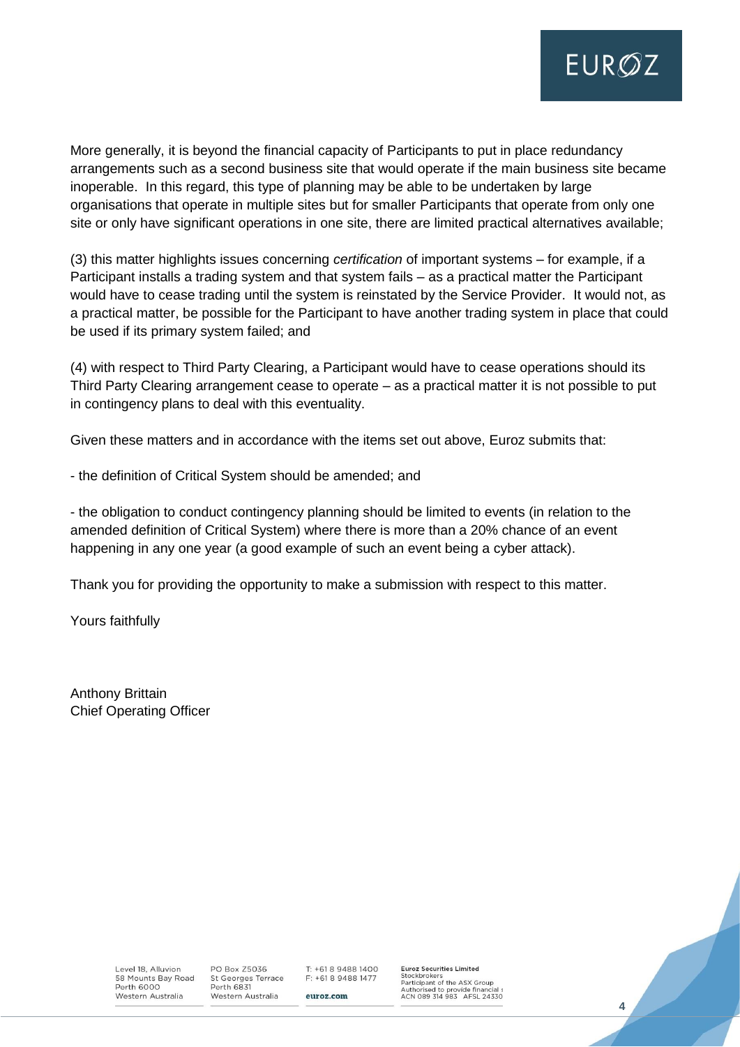More generally, it is beyond the financial capacity of Participants to put in place redundancy arrangements such as a second business site that would operate if the main business site became inoperable. In this regard, this type of planning may be able to be undertaken by large organisations that operate in multiple sites but for smaller Participants that operate from only one site or only have significant operations in one site, there are limited practical alternatives available;

(3) this matter highlights issues concerning *certification* of important systems – for example, if a Participant installs a trading system and that system fails – as a practical matter the Participant would have to cease trading until the system is reinstated by the Service Provider. It would not, as a practical matter, be possible for the Participant to have another trading system in place that could be used if its primary system failed; and

(4) with respect to Third Party Clearing, a Participant would have to cease operations should its Third Party Clearing arrangement cease to operate – as a practical matter it is not possible to put in contingency plans to deal with this eventuality.

Given these matters and in accordance with the items set out above, Euroz submits that:

- the definition of Critical System should be amended; and

- the obligation to conduct contingency planning should be limited to events (in relation to the amended definition of Critical System) where there is more than a 20% chance of an event happening in any one year (a good example of such an event being a cyber attack).

Thank you for providing the opportunity to make a submission with respect to this matter.

Yours faithfully

Anthony Brittain
Chief Operating Officer

Level 18, Alluvion
58 Mounts Bay Road
Perth 6000
Western Australia

PO Box Z5036
St Georges Terrace
Perth 6831
Western Australia

T: +61 8 9488 1400
F: +61 8 9488 1477
euroz.com

**Euroz Securities Limited**
Stockbrokers
Participant of the ASX Group
Authorised to provide financial s
ACN 089 314 983 AFSL 24330